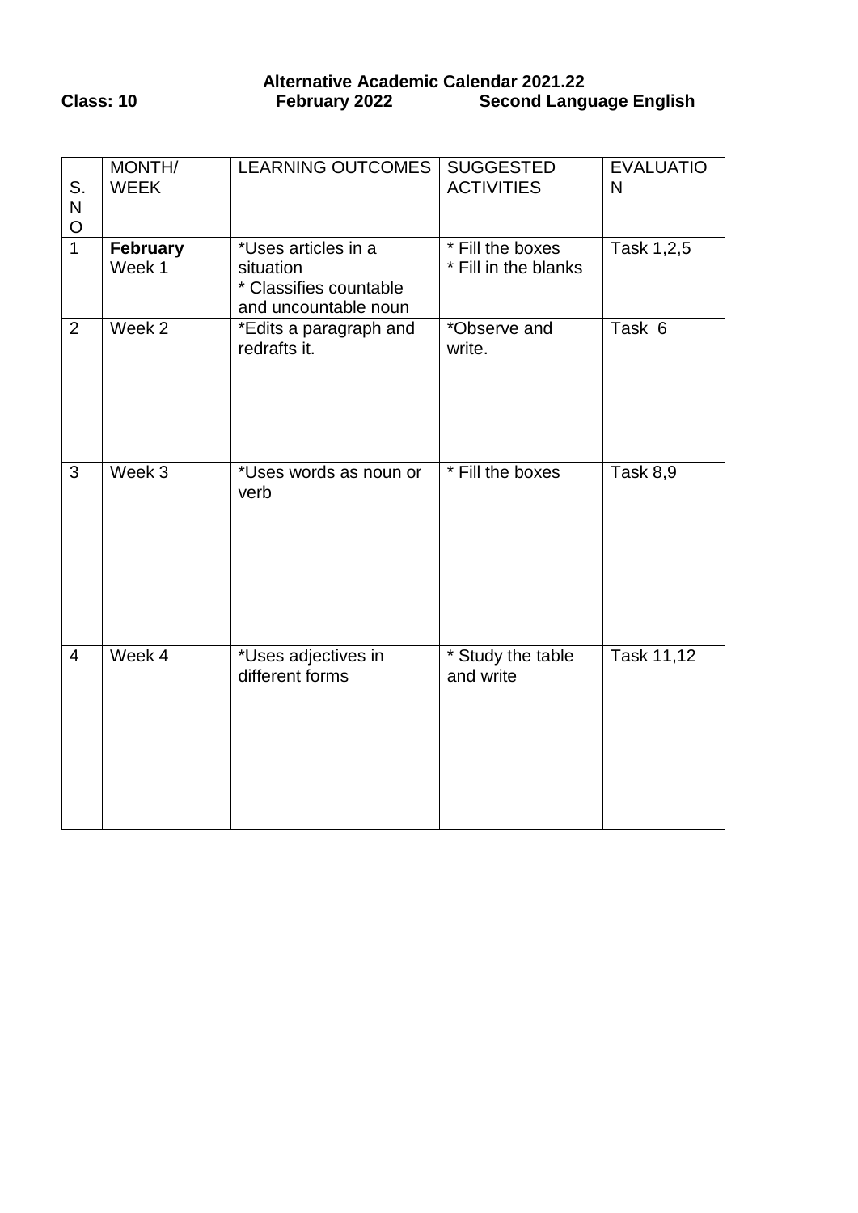**Alternative Academic Calendar 2021.22**

**Class: 10** **February 2022** **Second Language English**

| S. NO | MONTH/ WEEK | LEARNING OUTCOMES | SUGGESTED ACTIVITIES | EVALUATION |
|---|---|---|---|---|
| 1 | **February** Week 1 | *Uses articles in a situation * Classifies countable and uncountable noun | * Fill the boxes * Fill in the blanks | Task 1,2,5 |
| 2 | Week 2 | *Edits a paragraph and redrafts it. | *Observe and write. | Task 6 |
| 3 | Week 3 | *Uses words as noun or verb | * Fill the boxes | Task 8,9 |
| 4 | Week 4 | *Uses adjectives in different forms | * Study the table and write | Task 11,12 |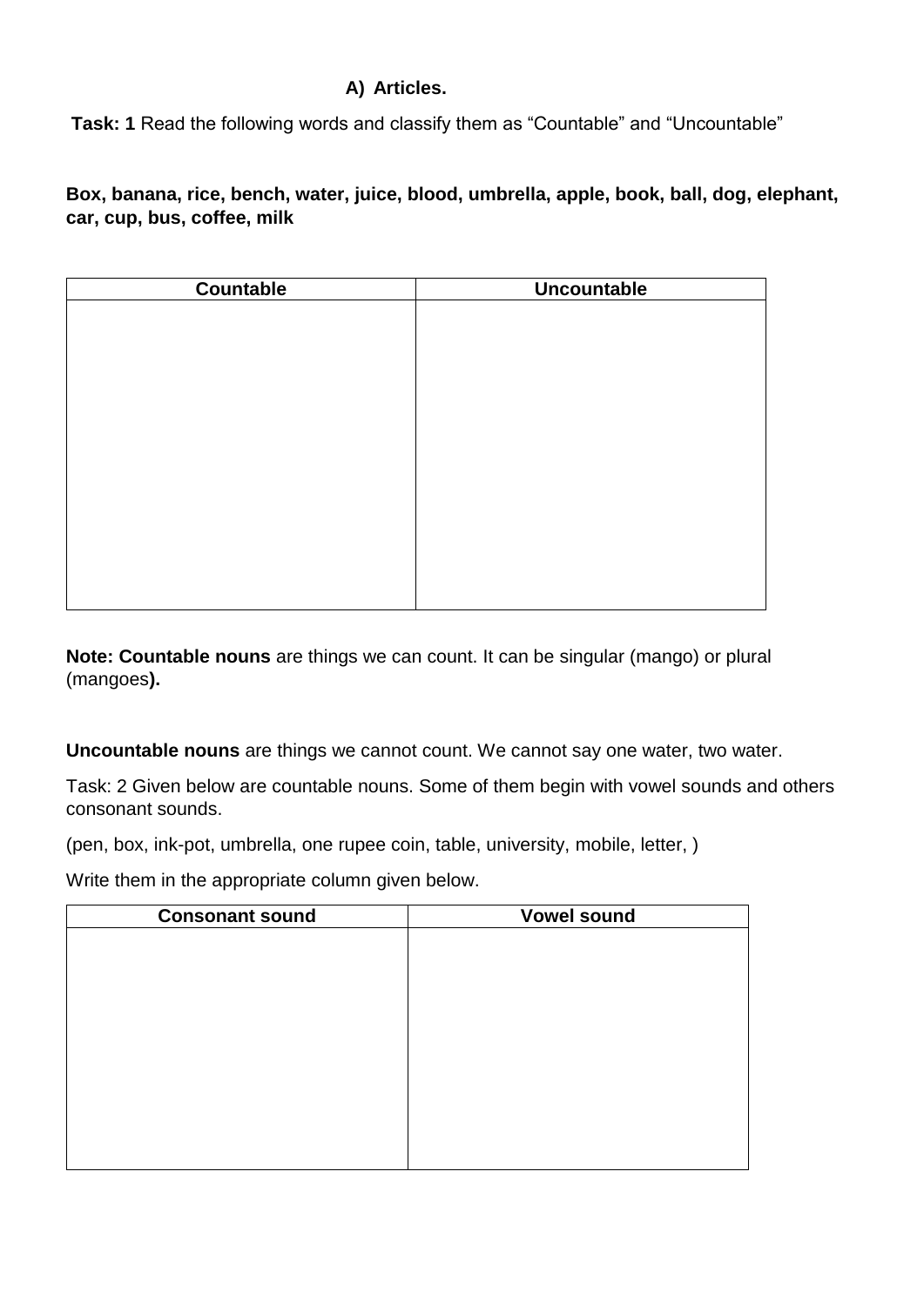## A) Articles.

**Task: 1** Read the following words and classify them as "Countable" and "Uncountable"

**Box, banana, rice, bench, water, juice, blood, umbrella, apple, book, ball, dog, elephant, car, cup, bus, coffee, milk**

| Countable | Uncountable |
|---|---|
| | |

**Note: Countable nouns** are things we can count. It can be singular (mango) or plural (mangoes**).**

**Uncountable nouns** are things we cannot count. We cannot say one water, two water.

Task: 2 Given below are countable nouns. Some of them begin with vowel sounds and others consonant sounds.

(pen, box, ink-pot, umbrella, one rupee coin, table, university, mobile, letter, )

Write them in the appropriate column given below.

| Consonant sound | Vowel sound |
|---|---|
| | |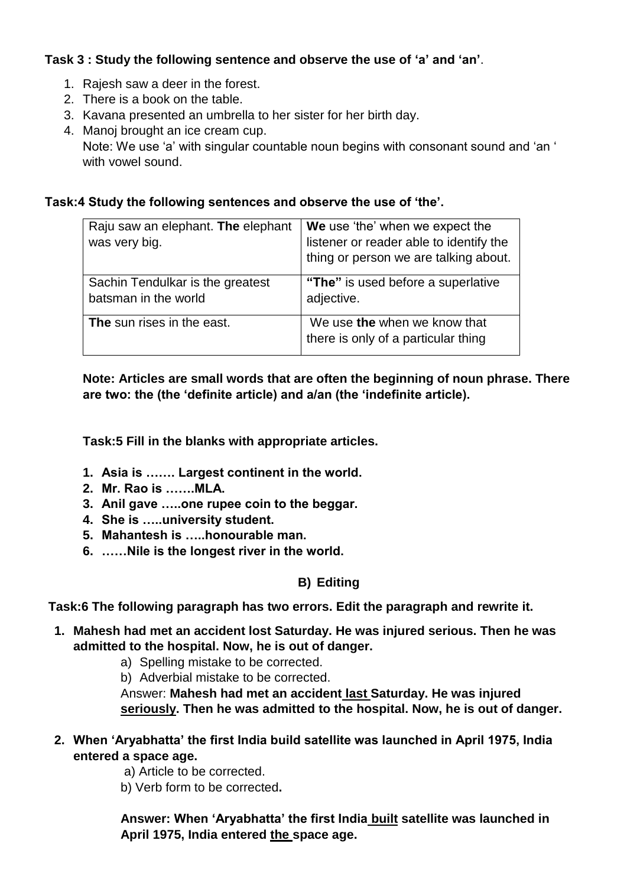**Task 3 : Study the following sentence and observe the use of 'a' and 'an'**.

1. Rajesh saw a deer in the forest.
2. There is a book on the table.
3. Kavana presented an umbrella to her sister for her birth day.
4. Manoj brought an ice cream cup.
   Note: We use 'a' with singular countable noun begins with consonant sound and 'an ' with vowel sound.

**Task:4 Study the following sentences and observe the use of 'the'.**

| Raju saw an elephant. **The** elephant was very big. | **We** use 'the' when we expect the listener or reader able to identify the thing or person we are talking about. |
|---|---|
| Sachin Tendulkar is the greatest batsman in the world | **"The"** is used before a superlative adjective. |
| **The** sun rises in the east. | We use **the** when we know that there is only of a particular thing |

**Note: Articles are small words that are often the beginning of noun phrase. There are two: the (the 'definite article) and a/an (the 'indefinite article).**

**Task:5 Fill in the blanks with appropriate articles.**

1. **Asia is ……. Largest continent in the world.**
2. **Mr. Rao is …….MLA.**
3. **Anil gave …..one rupee coin to the beggar.**
4. **She is …..university student.**
5. **Mahantesh is …..honourable man.**
6. **……Nile is the longest river in the world.**

## B) Editing

**Task:6 The following paragraph has two errors. Edit the paragraph and rewrite it.**

1. **Mahesh had met an accident lost Saturday. He was injured serious. Then he was admitted to the hospital. Now, he is out of danger.**
   a) Spelling mistake to be corrected.
   b) Adverbial mistake to be corrected.
   Answer: **Mahesh had met an accident <u>last</u> Saturday. He was injured <u>seriously</u>. Then he was admitted to the hospital. Now, he is out of danger.**

2. **When 'Aryabhatta' the first India build satellite was launched in April 1975, India entered a space age.**
   a) Article to be corrected.
   b) Verb form to be corrected**.**

   **Answer: When 'Aryabhatta' the first India <u>built</u> satellite was launched in April 1975, India entered <u>the</u> space age.**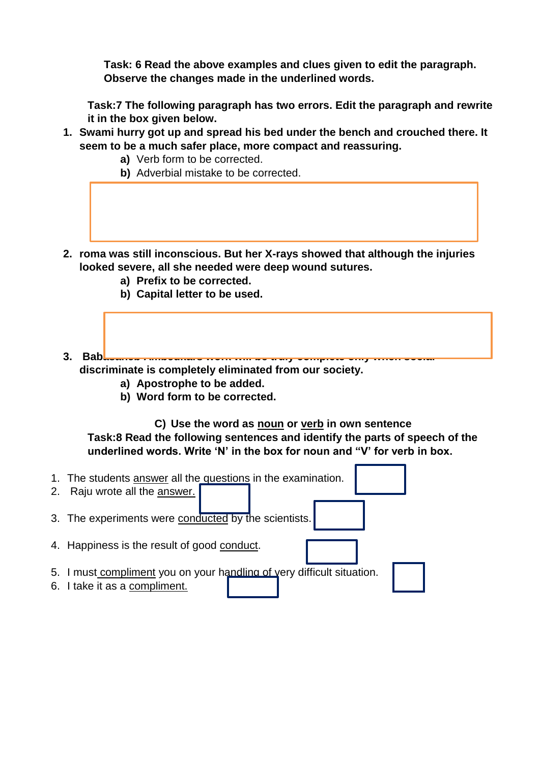**Task: 6 Read the above examples and clues given to edit the paragraph. Observe the changes made in the underlined words.**

**Task:7 The following paragraph has two errors. Edit the paragraph and rewrite it in the box given below.**

1. **Swami hurry got up and spread his bed under the bench and crouched there. It seem to be a much safer place, more compact and reassuring.**
   - **a)** Verb form to be corrected.
   - **b)** Adverbial mistake to be corrected.

2. **roma was still inconscious. But her X-rays showed that although the injuries looked severe, all she needed were deep wound sutures.**
   - **a) Prefix to be corrected.**
   - **b) Capital letter to be used.**

3. **Bab... discriminate is completely eliminated from our society.**
   - **a) Apostrophe to be added.**
   - **b) Word form to be corrected.**

**C) Use the word as noun or verb in own sentence**

**Task:8 Read the following sentences and identify the parts of speech of the underlined words. Write 'N' in the box for noun and "V' for verb in box.**

1. The students answer all the questions in the examination.
2. Raju wrote all the answer.
3. The experiments were conducted by the scientists.
4. Happiness is the result of good conduct.
5. I must compliment you on your handling of very difficult situation.
6. I take it as a compliment.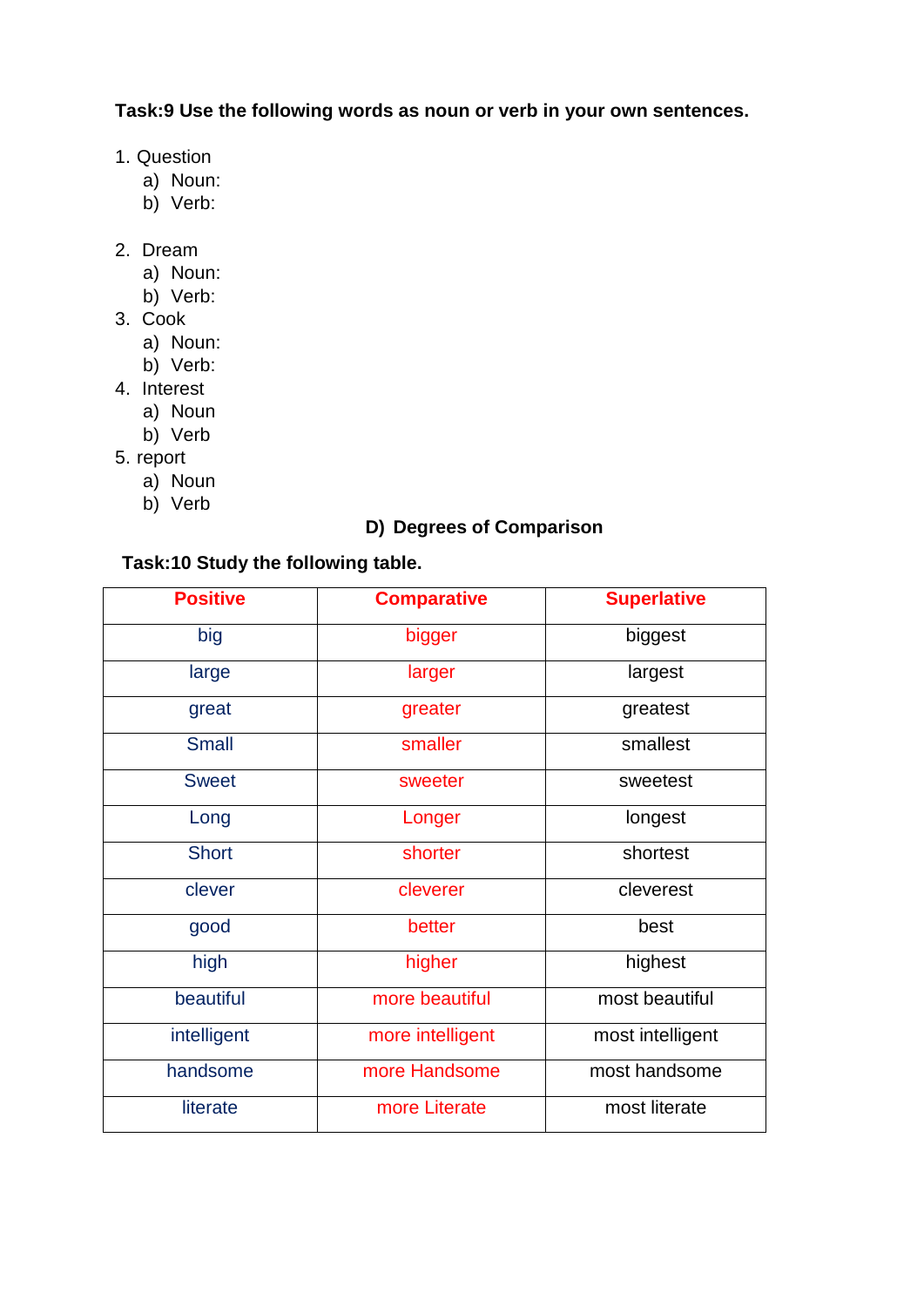**Task:9 Use the following words as noun or verb in your own sentences.**

1. Question
    a) Noun:
    b) Verb:

2. Dream
    a) Noun:
    b) Verb:
3. Cook
    a) Noun:
    b) Verb:
4. Interest
    a) Noun
    b) Verb
5. report
    a) Noun
    b) Verb

## D) Degrees of Comparison

**Task:10 Study the following table.**

| Positive | Comparative | Superlative |
|---|---|---|
| big | bigger | biggest |
| large | larger | largest |
| great | greater | greatest |
| Small | smaller | smallest |
| Sweet | sweeter | sweetest |
| Long | Longer | longest |
| Short | shorter | shortest |
| clever | cleverer | cleverest |
| good | better | best |
| high | higher | highest |
| beautiful | more beautiful | most beautiful |
| intelligent | more intelligent | most intelligent |
| handsome | more Handsome | most handsome |
| literate | more Literate | most literate |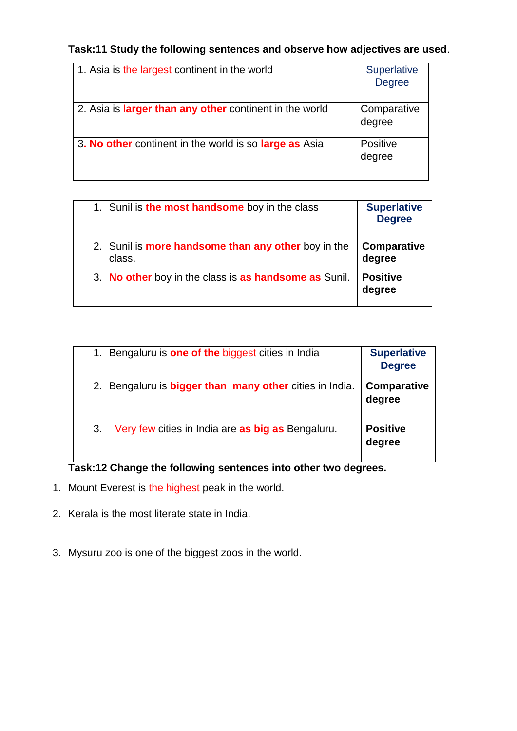**Task:11 Study the following sentences and observe how adjectives are used**.

| | |
|---|---|
| 1. Asia is the largest continent in the world | Superlative Degree |
| 2. Asia is **larger than any other** continent in the world | Comparative degree |
| 3. **No other** continent in the world is so **large as** Asia | Positive degree |

| | |
|---|---|
| 1. Sunil is **the most handsome** boy in the class | **Superlative Degree** |
| 2. Sunil is **more handsome than any other** boy in the class. | **Comparative degree** |
| 3. **No other** boy in the class is **as handsome as** Sunil. | **Positive degree** |

| | |
|---|---|
| 1. Bengaluru is **one of the** biggest cities in India | **Superlative Degree** |
| 2. Bengaluru is **bigger than many other** cities in India. | **Comparative degree** |
| 3. Very few cities in India are **as big as** Bengaluru. | **Positive degree** |

**Task:12 Change the following sentences into other two degrees.**

1. Mount Everest is the highest peak in the world.
2. Kerala is the most literate state in India.
3. Mysuru zoo is one of the biggest zoos in the world.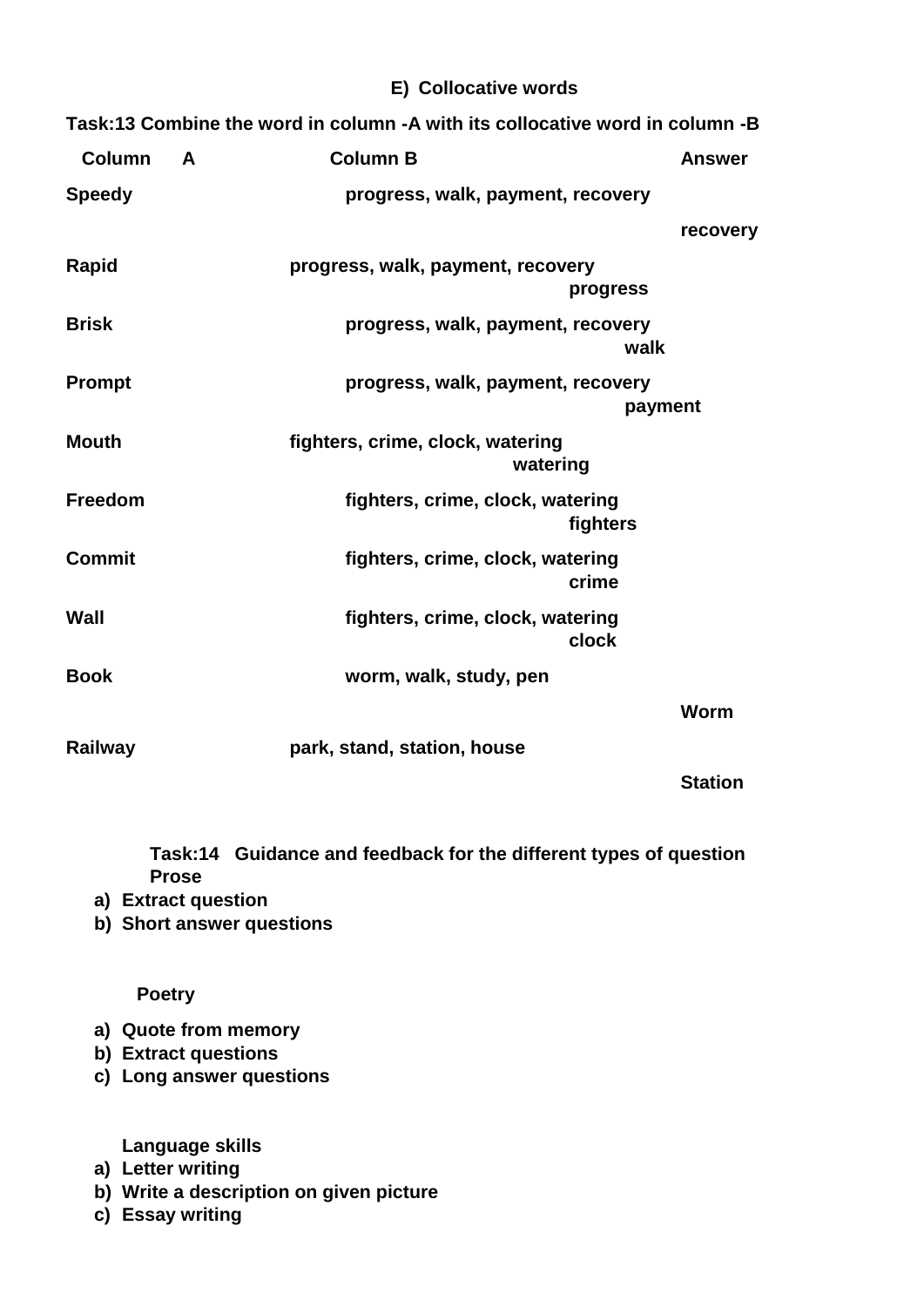## E) Collocative words

**Task:13 Combine the word in column -A with its collocative word in column -B**

| Column A | Column B | Answer |
|---|---|---|
| **Speedy** | **progress, walk, payment, recovery** | **recovery** |
| **Rapid** | **progress, walk, payment, recovery** | **progress** |
| **Brisk** | **progress, walk, payment, recovery** | **walk** |
| **Prompt** | **progress, walk, payment, recovery** | **payment** |
| **Mouth** | **fighters, crime, clock, watering** | **watering** |
| **Freedom** | **fighters, crime, clock, watering** | **fighters** |
| **Commit** | **fighters, crime, clock, watering** | **crime** |
| **Wall** | **fighters, crime, clock, watering** | **clock** |
| **Book** | **worm, walk, study, pen** | **Worm** |
| **Railway** | **park, stand, station, house** | **Station** |

**Task:14 Guidance and feedback for the different types of question**

**Prose**

a) **Extract question**
b) **Short answer questions**

**Poetry**

a) **Quote from memory**
b) **Extract questions**
c) **Long answer questions**

**Language skills**

a) **Letter writing**
b) **Write a description on given picture**
c) **Essay writing**